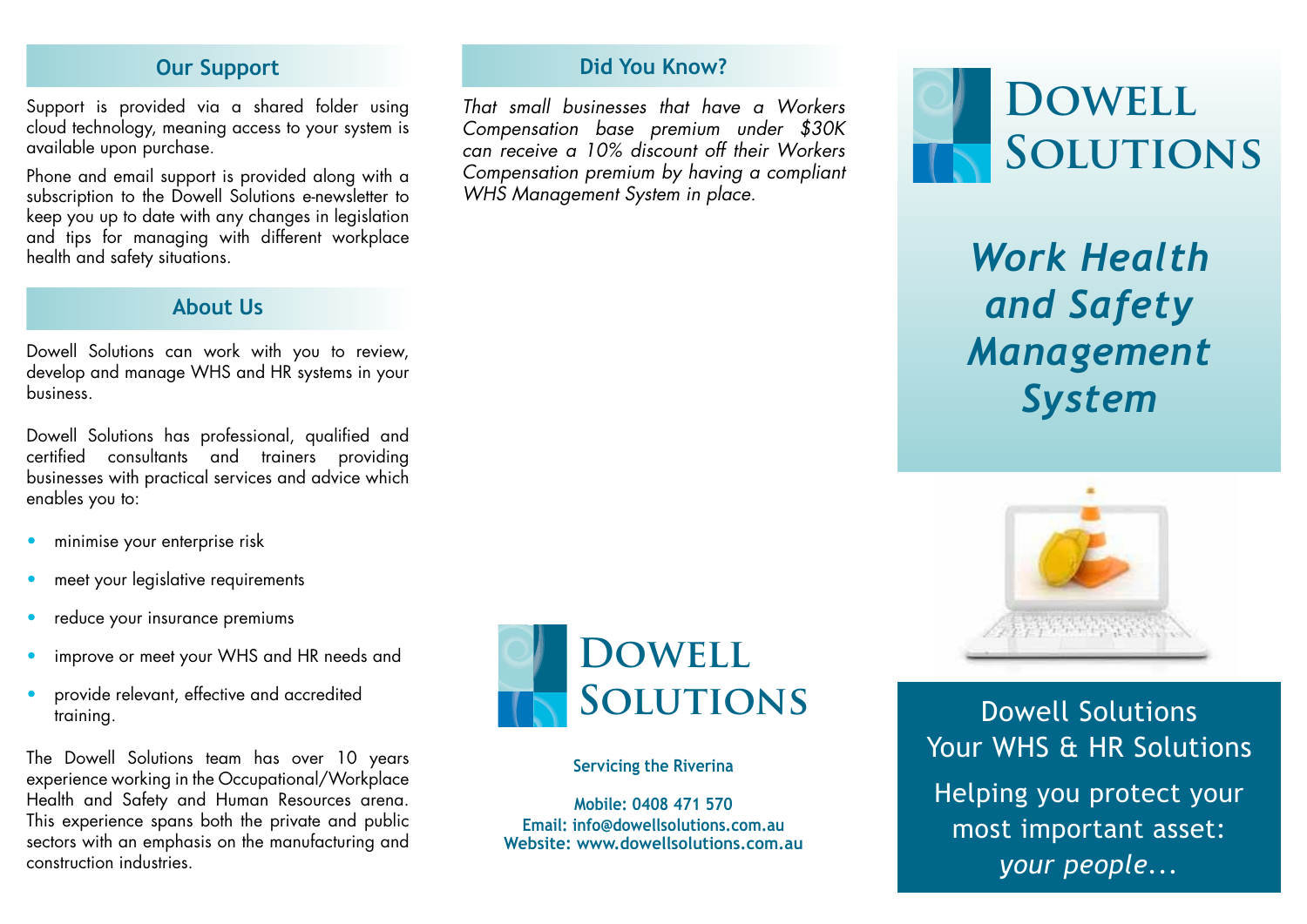## Our Support

Support is provided via a shared folder using cloud technology, meaning access to your system is available upon purchase.

Phone and email support is provided along with a subscription to the Dowell Solutions e-newsletter to keep you up to date with any changes in legislation and tips for managing with different workplace health and safety situations.

## About Us

Dowell Solutions can work with you to review, develop and manage WHS and HR systems in your business.

Dowell Solutions has professional, qualified and certified consultants and trainers providing businesses with practical services and advice which enables you to:

- minimise your enterprise risk
- meet your legislative requirements
- reduce your insurance premiums
- improve or meet your WHS and HR needs and
- provide relevant, effective and accredited training.

The Dowell Solutions team has over 10 years experience working in the Occupational/Workplace Health and Safety and Human Resources arena. This experience spans both the private and public sectors with an emphasis on the manufacturing and construction industries.

## Did You Know?

*That small businesses that have a Workers Compensation base premium under $30K can receive a 10% discount off their Workers Compensation premium by having a compliant WHS Management System in place.*

**Dowell Solutions**

**Servicing the Riverina**

**Mobile: 0408 471 570**
**Email: info@dowellsolutions.com.au**
**Website: www.dowellsolutions.com.au**

# Dowell Solutions

## *Work Health and Safety Management System*

Dowell Solutions
Your WHS & HR Solutions

Helping you protect your most important asset: *your people...*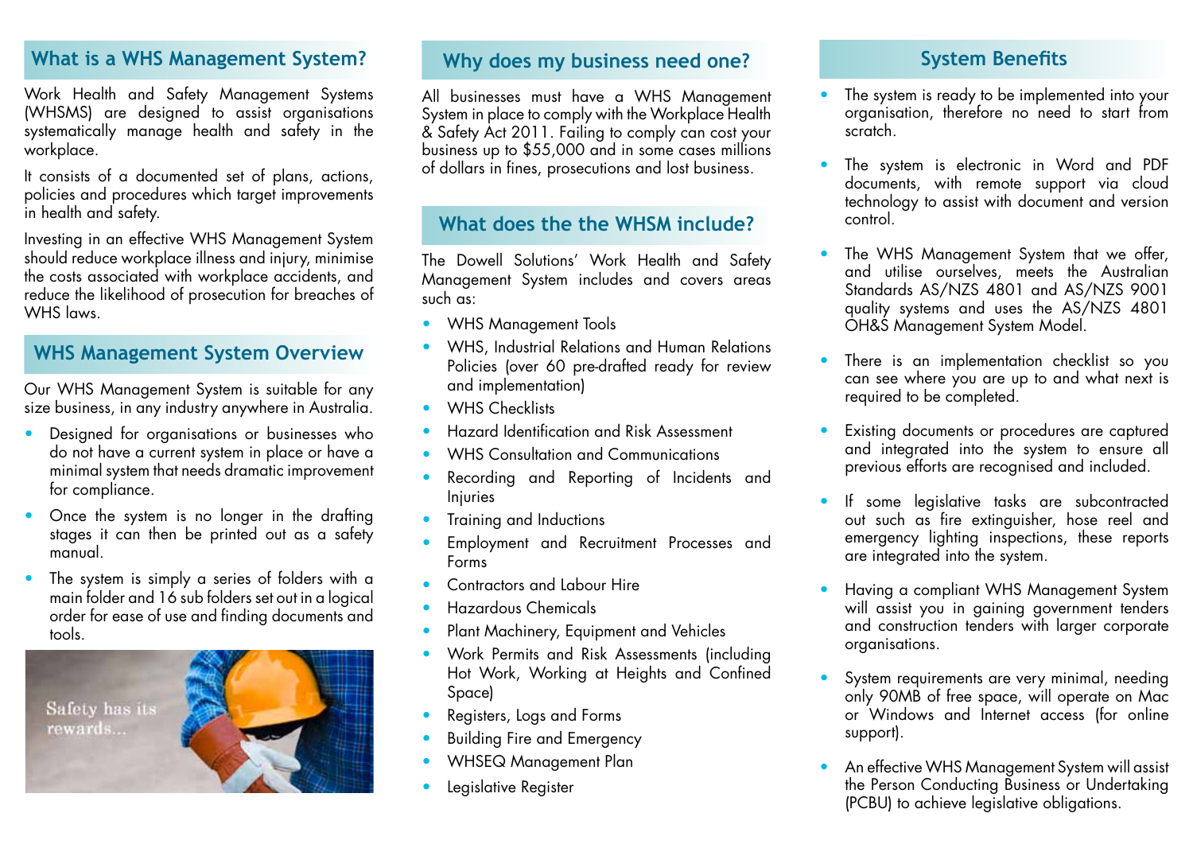## What is a WHS Management System?

Work Health and Safety Management Systems (WHSMS) are designed to assist organisations systematically manage health and safety in the workplace.

It consists of a documented set of plans, actions, policies and procedures which target improvements in health and safety.

Investing in an effective WHS Management System should reduce workplace illness and injury, minimise the costs associated with workplace accidents, and reduce the likelihood of prosecution for breaches of WHS laws.

## WHS Management System Overview

Our WHS Management System is suitable for any size business, in any industry anywhere in Australia.

- Designed for organisations or businesses who do not have a current system in place or have a minimal system that needs dramatic improvement for compliance.
- Once the system is no longer in the drafting stages it can then be printed out as a safety manual.
- The system is simply a series of folders with a main folder and 16 sub folders set out in a logical order for ease of use and finding documents and tools.

Safety has its rewards...

## Why does my business need one?

All businesses must have a WHS Management System in place to comply with the Workplace Health & Safety Act 2011. Failing to comply can cost your business up to $55,000 and in some cases millions of dollars in fines, prosecutions and lost business.

## What does the the WHSM include?

The Dowell Solutions' Work Health and Safety Management System includes and covers areas such as:

- WHS Management Tools
- WHS, Industrial Relations and Human Relations Policies (over 60 pre-drafted ready for review and implementation)
- WHS Checklists
- Hazard Identification and Risk Assessment
- WHS Consultation and Communications
- Recording and Reporting of Incidents and Injuries
- Training and Inductions
- Employment and Recruitment Processes and Forms
- Contractors and Labour Hire
- Hazardous Chemicals
- Plant Machinery, Equipment and Vehicles
- Work Permits and Risk Assessments (including Hot Work, Working at Heights and Confined Space)
- Registers, Logs and Forms
- Building Fire and Emergency
- WHSEQ Management Plan
- Legislative Register

## System Benefits

- The system is ready to be implemented into your organisation, therefore no need to start from scratch.
- The system is electronic in Word and PDF documents, with remote support via cloud technology to assist with document and version control.
- The WHS Management System that we offer, and utilise ourselves, meets the Australian Standards AS/NZS 4801 and AS/NZS 9001 quality systems and uses the AS/NZS 4801 OH&S Management System Model.
- There is an implementation checklist so you can see where you are up to and what next is required to be completed.
- Existing documents or procedures are captured and integrated into the system to ensure all previous efforts are recognised and included.
- If some legislative tasks are subcontracted out such as fire extinguisher, hose reel and emergency lighting inspections, these reports are integrated into the system.
- Having a compliant WHS Management System will assist you in gaining government tenders and construction tenders with larger corporate organisations.
- System requirements are very minimal, needing only 90MB of free space, will operate on Mac or Windows and Internet access (for online support).
- An effective WHS Management System will assist the Person Conducting Business or Undertaking (PCBU) to achieve legislative obligations.